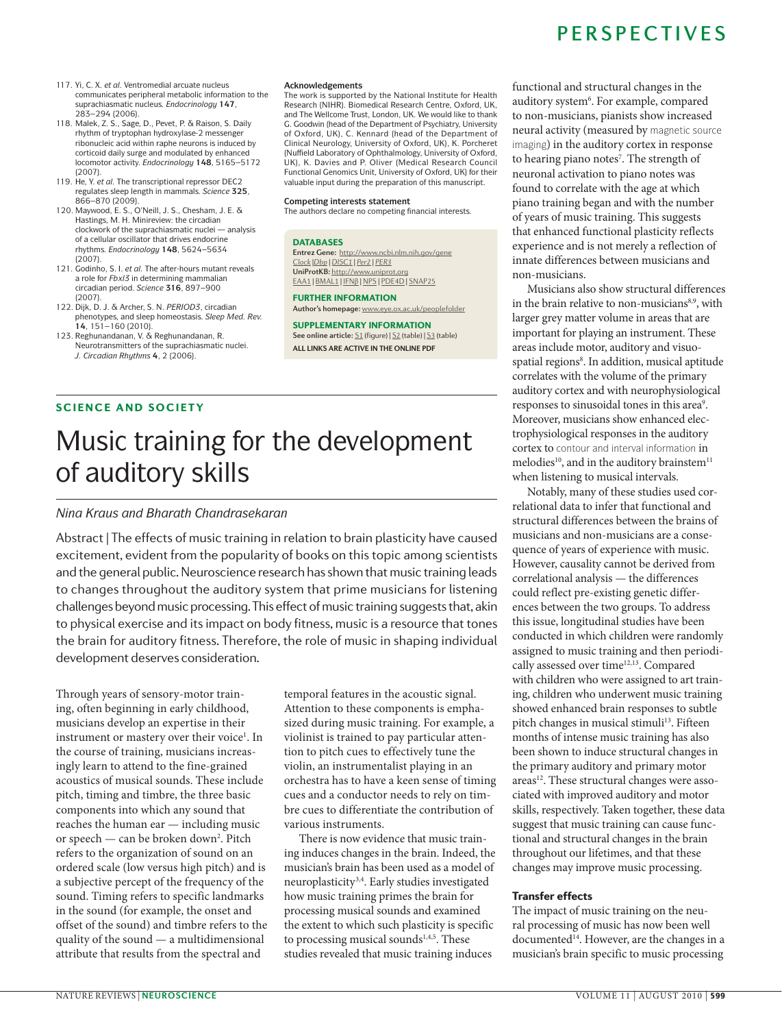117. Yi, C. X. *et al.* Ventromedial arcuate nucleus communicates peripheral metabolic information to the suprachiasmatic nucleus. *Endocrinology* **147**, 283–294 (2006).
118. Malek, Z. S., Sage, D., Pevet, P. & Raison, S. Daily rhythm of tryptophan hydroxylase-2 messenger ribonucleic acid within raphe neurons is induced by corticoid daily surge and modulated by enhanced locomotor activity. *Endocrinology* **148**, 5165–5172 (2007).
119. He, Y. *et al.* The transcriptional repressor DEC2 regulates sleep length in mammals. *Science* **325**, 866–870 (2009).
120. Maywood, E. S., O'Neill, J. S., Chesham, J. E. & Hastings, M. H. Minireview: the circadian clockwork of the suprachiasmatic nuclei — analysis of a cellular oscillator that drives endocrine rhythms. *Endocrinology* **148**, 5624–5634 (2007).
121. Godinho, S. I. *et al.* The after-hours mutant reveals a role for *Fbxl3* in determining mammalian circadian period. *Science* **316**, 897–900 (2007).
122. Dijk, D. J. & Archer, S. N. *PERIOD3*, circadian phenotypes, and sleep homeostasis. *Sleep Med. Rev.* **14**, 151–160 (2010).
123. Reghunandanan, V. & Reghunandanan, R. Neurotransmitters of the suprachiasmatic nuclei. *J. Circadian Rhythms* **4**, 2 (2006).

**Acknowledgements**
The work is supported by the National Institute for Health Research (NIHR). Biomedical Research Centre, Oxford, UK, and The Wellcome Trust, London, UK. We would like to thank G. Goodwin (head of the Department of Psychiatry, University of Oxford, UK), C. Kennard (head of the Department of Clinical Neurology, University of Oxford, UK), K. Porcheret (Nuffield Laboratory of Ophthalmology, University of Oxford, UK), K. Davies and P. Oliver (Medical Research Council Functional Genomics Unit, University of Oxford, UK) for their valuable input during the preparation of this manuscript.

**Competing interests statement**
The authors declare no competing financial interests.

**DATABASES**
**Entrez Gene:** http://www.ncbi.nlm.nih.gov/gene
*Clock* | *Dbp* | *DISC1* | *Per2* | *PER3*
**UniProtKB:** http://www.uniprot.org
EAA1 | BMAL1 | IFNβ | NPS | PDE4D | SNAP25

**FURTHER INFORMATION**
**Author's homepage:** www.eye.ox.ac.uk/peoplefolder

**SUPPLEMENTARY INFORMATION**
**See online article:** S1 (figure) | S2 (table) | S3 (table)
**ALL LINKS ARE ACTIVE IN THE ONLINE PDF**

## SCIENCE AND SOCIETY

# Music training for the development of auditory skills

*Nina Kraus and Bharath Chandrasekaran*

Abstract | The effects of music training in relation to brain plasticity have caused excitement, evident from the popularity of books on this topic among scientists and the general public. Neuroscience research has shown that music training leads to changes throughout the auditory system that prime musicians for listening challenges beyond music processing. This effect of music training suggests that, akin to physical exercise and its impact on body fitness, music is a resource that tones the brain for auditory fitness. Therefore, the role of music in shaping individual development deserves consideration.

Through years of sensory-motor training, often beginning in early childhood, musicians develop an expertise in their instrument or mastery over their voice[1]. In the course of training, musicians increasingly learn to attend to the fine-grained acoustics of musical sounds. These include pitch, timing and timbre, the three basic components into which any sound that reaches the human ear — including music or speech — can be broken down[2]. Pitch refers to the organization of sound on an ordered scale (low versus high pitch) and is a subjective percept of the frequency of the sound. Timing refers to specific landmarks in the sound (for example, the onset and offset of the sound) and timbre refers to the quality of the sound — a multidimensional attribute that results from the spectral and temporal features in the acoustic signal. Attention to these components is emphasized during music training. For example, a violinist is trained to pay particular attention to pitch cues to effectively tune the violin, an instrumentalist playing in an orchestra has to have a keen sense of timing cues and a conductor needs to rely on timbre cues to differentiate the contribution of various instruments.

There is now evidence that music training induces changes in the brain. Indeed, the musician's brain has been used as a model of neuroplasticity[3,4]. Early studies investigated how music training primes the brain for processing musical sounds and examined the extent to which such plasticity is specific to processing musical sounds[1,4,5]. These studies revealed that music training induces functional and structural changes in the auditory system[6]. For example, compared to non-musicians, pianists show increased neural activity (measured by magnetic source imaging) in the auditory cortex in response to hearing piano notes[7]. The strength of neuronal activation to piano notes was found to correlate with the age at which piano training began and with the number of years of music training. This suggests that enhanced functional plasticity reflects experience and is not merely a reflection of innate differences between musicians and non-musicians.

Musicians also show structural differences in the brain relative to non-musicians[8,9], with larger grey matter volume in areas that are important for playing an instrument. These areas include motor, auditory and visuospatial regions[8]. In addition, musical aptitude correlates with the volume of the primary auditory cortex and with neurophysiological responses to sinusoidal tones in this area[9]. Moreover, musicians show enhanced electrophysiological responses in the auditory cortex to contour and interval information in melodies[10], and in the auditory brainstem[11] when listening to musical intervals.

Notably, many of these studies used correlational data to infer that functional and structural differences between the brains of musicians and non-musicians are a consequence of years of experience with music. However, causality cannot be derived from correlational analysis — the differences could reflect pre-existing genetic differences between the two groups. To address this issue, longitudinal studies have been conducted in which children were randomly assigned to music training and then periodically assessed over time[12,13]. Compared with children who were assigned to art training, children who underwent music training showed enhanced brain responses to subtle pitch changes in musical stimuli[13]. Fifteen months of intense music training has also been shown to induce structural changes in the primary auditory and primary motor areas[12]. These structural changes were associated with improved auditory and motor skills, respectively. Taken together, these data suggest that music training can cause functional and structural changes in the brain throughout our lifetimes, and that these changes may improve music processing.

### Transfer effects

The impact of music training on the neural processing of music has now been well documented[14]. However, are the changes in a musician's brain specific to music processing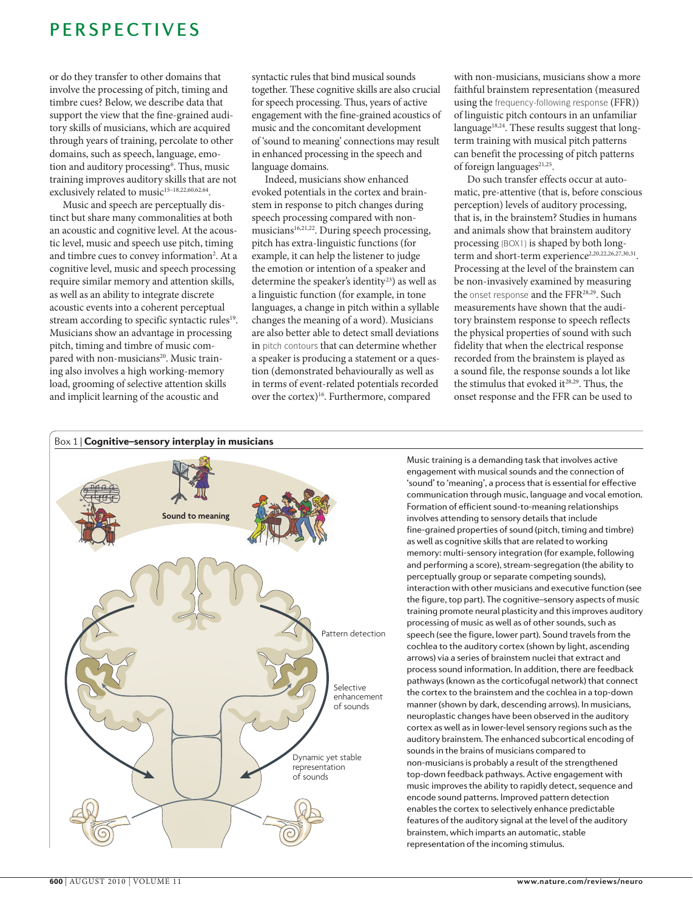or do they transfer to other domains that involve the processing of pitch, timing and timbre cues? Below, we describe data that support the view that the fine-grained auditory skills of musicians, which are acquired through years of training, percolate to other domains, such as speech, language, emotion and auditory processing[6]. Thus, music training improves auditory skills that are not exclusively related to music[15–18,22,60,62,64].

Music and speech are perceptually distinct but share many commonalities at both an acoustic and cognitive level. At the acoustic level, music and speech use pitch, timing and timbre cues to convey information[2]. At a cognitive level, music and speech processing require similar memory and attention skills, as well as an ability to integrate discrete acoustic events into a coherent perceptual stream according to specific syntactic rules[19]. Musicians show an advantage in processing pitch, timing and timbre of music compared with non-musicians[20]. Music training also involves a high working-memory load, grooming of selective attention skills and implicit learning of the acoustic and syntactic rules that bind musical sounds together. These cognitive skills are also crucial for speech processing. Thus, years of active engagement with the fine-grained acoustics of music and the concomitant development of 'sound to meaning' connections may result in enhanced processing in the speech and language domains.

Indeed, musicians show enhanced evoked potentials in the cortex and brainstem in response to pitch changes during speech processing compared with non-musicians[16,21,22]. During speech processing, pitch has extra-linguistic functions (for example, it can help the listener to judge the emotion or intention of a speaker and determine the speaker's identity[23]) as well as a linguistic function (for example, in tone languages, a change in pitch within a syllable changes the meaning of a word). Musicians are also better able to detect small deviations in pitch contours that can determine whether a speaker is producing a statement or a question (demonstrated behaviourally as well as in terms of event-related potentials recorded over the cortex)[16]. Furthermore, compared with non-musicians, musicians show a more faithful brainstem representation (measured using the frequency-following response (FFR)) of linguistic pitch contours in an unfamiliar language[18,24]. These results suggest that long-term training with musical pitch patterns can benefit the processing of pitch patterns of foreign languages[21,25].

Do such transfer effects occur at automatic, pre-attentive (that is, before conscious perception) levels of auditory processing, that is, in the brainstem? Studies in humans and animals show that brainstem auditory processing (BOX1) is shaped by both long-term and short-term experience[2,20,22,26,27,30,31]. Processing at the level of the brainstem can be non-invasively examined by measuring the onset response and the FFR[28,29]. Such measurements have shown that the auditory brainstem response to speech reflects the physical properties of sound with such fidelity that when the electrical response recorded from the brainstem is played as a sound file, the response sounds a lot like the stimulus that evoked it[28,29]. Thus, the onset response and the FFR can be used to

**Box 1 | Cognitive–sensory interplay in musicians**

Music training is a demanding task that involves active engagement with musical sounds and the connection of 'sound' to 'meaning', a process that is essential for effective communication through music, language and vocal emotion. Formation of efficient sound-to-meaning relationships involves attending to sensory details that include fine-grained properties of sound (pitch, timing and timbre) as well as cognitive skills that are related to working memory: multi-sensory integration (for example, following and performing a score), stream-segregation (the ability to perceptually group or separate competing sounds), interaction with other musicians and executive function (see the figure, top part). The cognitive–sensory aspects of music training promote neural plasticity and this improves auditory processing of music as well as of other sounds, such as speech (see the figure, lower part). Sound travels from the cochlea to the auditory cortex (shown by light, ascending arrows) via a series of brainstem nuclei that extract and process sound information. In addition, there are feedback pathways (known as the corticofugal network) that connect the cortex to the brainstem and the cochlea in a top-down manner (shown by dark, descending arrows). In musicians, neuroplastic changes have been observed in the auditory cortex as well as in lower-level sensory regions such as the auditory brainstem. The enhanced subcortical encoding of sounds in the brains of musicians compared to non-musicians is probably a result of the strengthened top-down feedback pathways. Active engagement with music improves the ability to rapidly detect, sequence and encode sound patterns. Improved pattern detection enables the cortex to selectively enhance predictable features of the auditory signal at the level of the auditory brainstem, which imparts an automatic, stable representation of the incoming stimulus.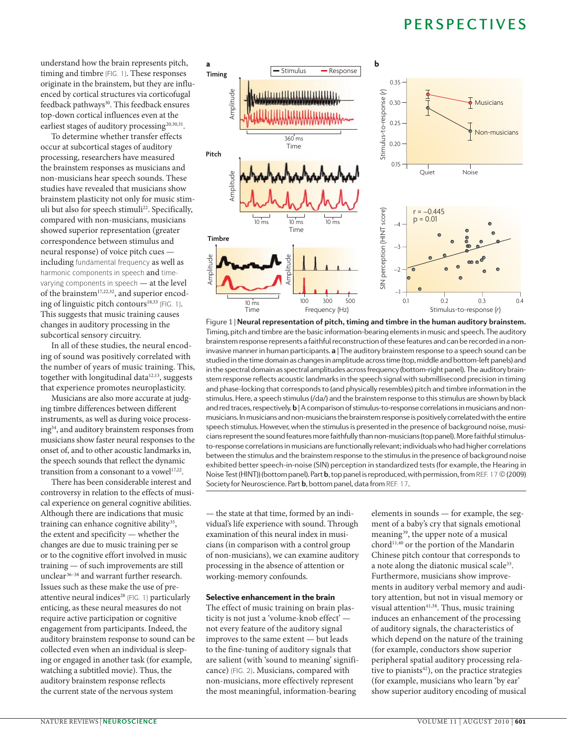understand how the brain represents pitch, timing and timbre (FIG. 1). These responses originate in the brainstem, but they are influenced by cortical structures via corticofugal feedback pathways[30]. This feedback ensures top-down cortical influences even at the earliest stages of auditory processing[20,30,31].

To determine whether transfer effects occur at subcortical stages of auditory processing, researchers have measured the brainstem responses as musicians and non-musicians hear speech sounds. These studies have revealed that musicians show brainstem plasticity not only for music stimuli but also for speech stimuli[22]. Specifically, compared with non-musicians, musicians showed superior representation (greater correspondence between stimulus and neural response) of voice pitch cues — including fundamental frequency as well as harmonic components in speech and time-varying components in speech — at the level of the brainstem[17,22,32], and superior encoding of linguistic pitch contours[18,33] (FIG. 1). This suggests that music training causes changes in auditory processing in the subcortical sensory circuitry.

In all of these studies, the neural encoding of sound was positively correlated with the number of years of music training. This, together with longitudinal data[12,13], suggests that experience promotes neuroplasticity.

Musicians are also more accurate at judging timbre differences between different instruments, as well as during voice processing[34], and auditory brainstem responses from musicians show faster neural responses to the onset of, and to other acoustic landmarks in, the speech sounds that reflect the dynamic transition from a consonant to a vowel[17,22].

There has been considerable interest and controversy in relation to the effects of musical experience on general cognitive abilities. Although there are indications that music training can enhance cognitive ability[35], the extent and specificity — whether the changes are due to music training per se or to the cognitive effort involved in music training — of such improvements are still unclear[36–38] and warrant further research. Issues such as these make the use of pre-attentive neural indices[28] (FIG. 1) particularly enticing, as these neural measures do not require active participation or cognitive engagement from participants. Indeed, the auditory brainstem response to sound can be collected even when an individual is sleeping or engaged in another task (for example, watching a subtitled movie). Thus, the auditory brainstem response reflects the current state of the nervous system — the state at that time, formed by an individual's life experience with sound. Through examination of this neural index in musicians (in comparison with a control group of non-musicians), we can examine auditory processing in the absence of attention or working-memory confounds.

a
Timing
Stimulus
Response
Amplitude
360 ms
Time
Pitch
Amplitude
10 ms
10 ms
10 ms
Time
Timbre
Amplitude
10 ms
Time
Amplitude
100
300
500
Frequency (Hz)

b
Stimulus-to-response (r)
0.35
0.30
0.25
0.20
0.15
Quiet
Noise
Musicians
Non-musicians

SIN perception (HINT score)
r = –0.445
p = 0.01
–4
–3
–2
–1
0.1
0.2
0.3
0.4
Stimulus-to-response (r)

Figure 1 | **Neural representation of pitch, timing and timbre in the human auditory brainstem.** Timing, pitch and timbre are the basic information-bearing elements in music and speech. The auditory brainstem response represents a faithful reconstruction of these features and can be recorded in a non-invasive manner in human participants. **a** | The auditory brainstem response to a speech sound can be studied in the time domain as changes in amplitude across time (top, middle and bottom-left panels) and in the spectral domain as spectral amplitudes across frequency (bottom-right panel). The auditory brainstem response reflects acoustic landmarks in the speech signal with submillisecond precision in timing and phase-locking that corresponds to (and physically resembles) pitch and timbre information in the stimulus. Here, a speech stimulus (/da/) and the brainstem response to this stimulus are shown by black and red traces, respectively. **b** | A comparison of stimulus-to-response correlations in musicians and non-musicians. In musicians and non-musicians the brainstem response is positively correlated with the entire speech stimulus. However, when the stimulus is presented in the presence of background noise, musicians represent the sound features more faithfully than non-musicians (top panel). More faithful stimulus-to-response correlations in musicians are functionally relevant; individuals who had higher correlations between the stimulus and the brainstem response to the stimulus in the presence of background noise exhibited better speech-in-noise (SIN) perception in standardized tests (for example, the Hearing in Noise Test (HINT)) (bottom panel). Part **b**, top panel is reproduced, with permission, from REF. 17 © (2009) Society for Neuroscience. Part **b**, bottom panel, data from REF. 17.

### Selective enhancement in the brain

The effect of music training on brain plasticity is not just a 'volume-knob effect' — not every feature of the auditory signal improves to the same extent — but leads to the fine-tuning of auditory signals that are salient (with 'sound to meaning' significance) (FIG. 2). Musicians, compared with non-musicians, more effectively represent the most meaningful, information-bearing elements in sounds — for example, the segment of a baby's cry that signals emotional meaning[39], the upper note of a musical chord[11,40] or the portion of the Mandarin Chinese pitch contour that corresponds to a note along the diatonic musical scale[33]. Furthermore, musicians show improvements in auditory verbal memory and auditory attention, but not in visual memory or visual attention[41,38]. Thus, music training induces an enhancement of the processing of auditory signals, the characteristics of which depend on the nature of the training (for example, conductors show superior peripheral spatial auditory processing relative to pianists[42]), on the practice strategies (for example, musicians who learn 'by ear' show superior auditory encoding of musical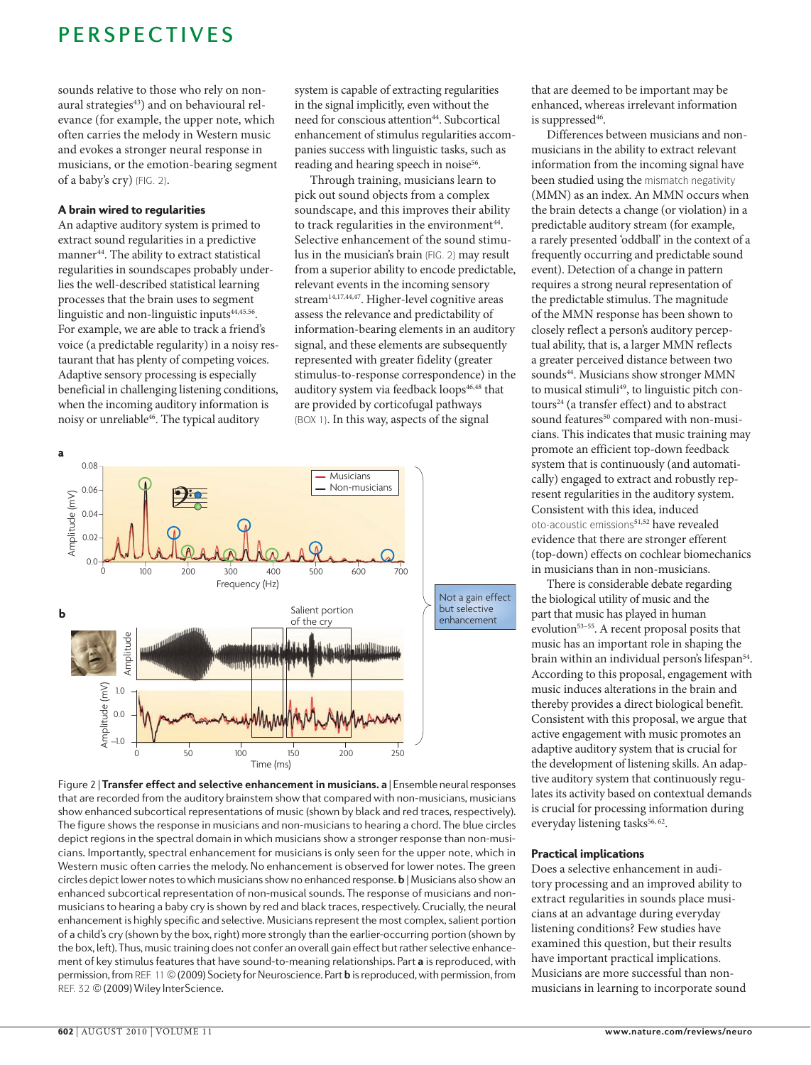sounds relative to those who rely on non-aural strategies[43]) and on behavioural relevance (for example, the upper note, which often carries the melody in Western music and evokes a stronger neural response in musicians, or the emotion-bearing segment of a baby's cry) (FIG. 2).

### A brain wired to regularities

An adaptive auditory system is primed to extract sound regularities in a predictive manner[44]. The ability to extract statistical regularities in soundscapes probably underlies the well-described statistical learning processes that the brain uses to segment linguistic and non-linguistic inputs[44,45,56]. For example, we are able to track a friend's voice (a predictable regularity) in a noisy restaurant that has plenty of competing voices. Adaptive sensory processing is especially beneficial in challenging listening conditions, when the incoming auditory information is noisy or unreliable[46]. The typical auditory system is capable of extracting regularities in the signal implicitly, even without the need for conscious attention[44]. Subcortical enhancement of stimulus regularities accompanies success with linguistic tasks, such as reading and hearing speech in noise[56].

Through training, musicians learn to pick out sound objects from a complex soundscape, and this improves their ability to track regularities in the environment[44]. Selective enhancement of the sound stimulus in the musician's brain (FIG. 2) may result from a superior ability to encode predictable, relevant events in the incoming sensory stream[14,17,44,47]. Higher-level cognitive areas assess the relevance and predictability of information-bearing elements in an auditory signal, and these elements are subsequently represented with greater fidelity (greater stimulus-to-response correspondence) in the auditory system via feedback loops[46,48] that are provided by corticofugal pathways (BOX 1). In this way, aspects of the signal that are deemed to be important may be enhanced, whereas irrelevant information is suppressed[46].

Differences between musicians and non-musicians in the ability to extract relevant information from the incoming signal have been studied using the mismatch negativity (MMN) as an index. An MMN occurs when the brain detects a change (or violation) in a predictable auditory stream (for example, a rarely presented 'oddball' in the context of a frequently occurring and predictable sound event). Detection of a change in pattern requires a strong neural representation of the predictable stimulus. The magnitude of the MMN response has been shown to closely reflect a person's auditory perceptual ability, that is, a larger MMN reflects a greater perceived distance between two sounds[44]. Musicians show stronger MMN to musical stimuli[49], to linguistic pitch contours[24] (a transfer effect) and to abstract sound features[50] compared with non-musicians. This indicates that music training may promote an efficient top-down feedback system that is continuously (and automatically) engaged to extract and robustly represent regularities in the auditory system. Consistent with this idea, induced oto-acoustic emissions[51,52] have revealed evidence that there are stronger efferent (top-down) effects on cochlear biomechanics in musicians than in non-musicians.

There is considerable debate regarding the biological utility of music and the part that music has played in human evolution[53–55]. A recent proposal posits that music has an important role in shaping the brain within an individual person's lifespan[54]. According to this proposal, engagement with music induces alterations in the brain and thereby provides a direct biological benefit. Consistent with this proposal, we argue that active engagement with music promotes an adaptive auditory system that is crucial for the development of listening skills. An adaptive auditory system that continuously regulates its activity based on contextual demands is crucial for processing information during everyday listening tasks[56,62].

Figure 2 | **Transfer effect and selective enhancement in musicians.** **a** | Ensemble neural responses that are recorded from the auditory brainstem show that compared with non-musicians, musicians show enhanced subcortical representations of music (shown by black and red traces, respectively). The figure shows the response in musicians and non-musicians to hearing a chord. The blue circles depict regions in the spectral domain in which musicians show a stronger response than non-musicians. Importantly, spectral enhancement for musicians is only seen for the upper note, which in Western music often carries the melody. No enhancement is observed for lower notes. The green circles depict lower notes to which musicians show no enhanced response. **b** | Musicians also show an enhanced subcortical representation of non-musical sounds. The response of musicians and non-musicians to hearing a baby cry is shown by red and black traces, respectively. Crucially, the neural enhancement is highly specific and selective. Musicians represent the most complex, salient portion of a child's cry (shown by the box, right) more strongly than the earlier-occurring portion (shown by the box, left). Thus, music training does not confer an overall gain effect but rather selective enhancement of key stimulus features that have sound-to-meaning relationships. Part **a** is reproduced, with permission, from REF. 11 © (2009) Society for Neuroscience. Part **b** is reproduced, with permission, from REF. 32 © (2009) Wiley InterScience.

### Practical implications

Does a selective enhancement in auditory processing and an improved ability to extract regularities in sounds place musicians at an advantage during everyday listening conditions? Few studies have examined this question, but their results have important practical implications. Musicians are more successful than non-musicians in learning to incorporate sound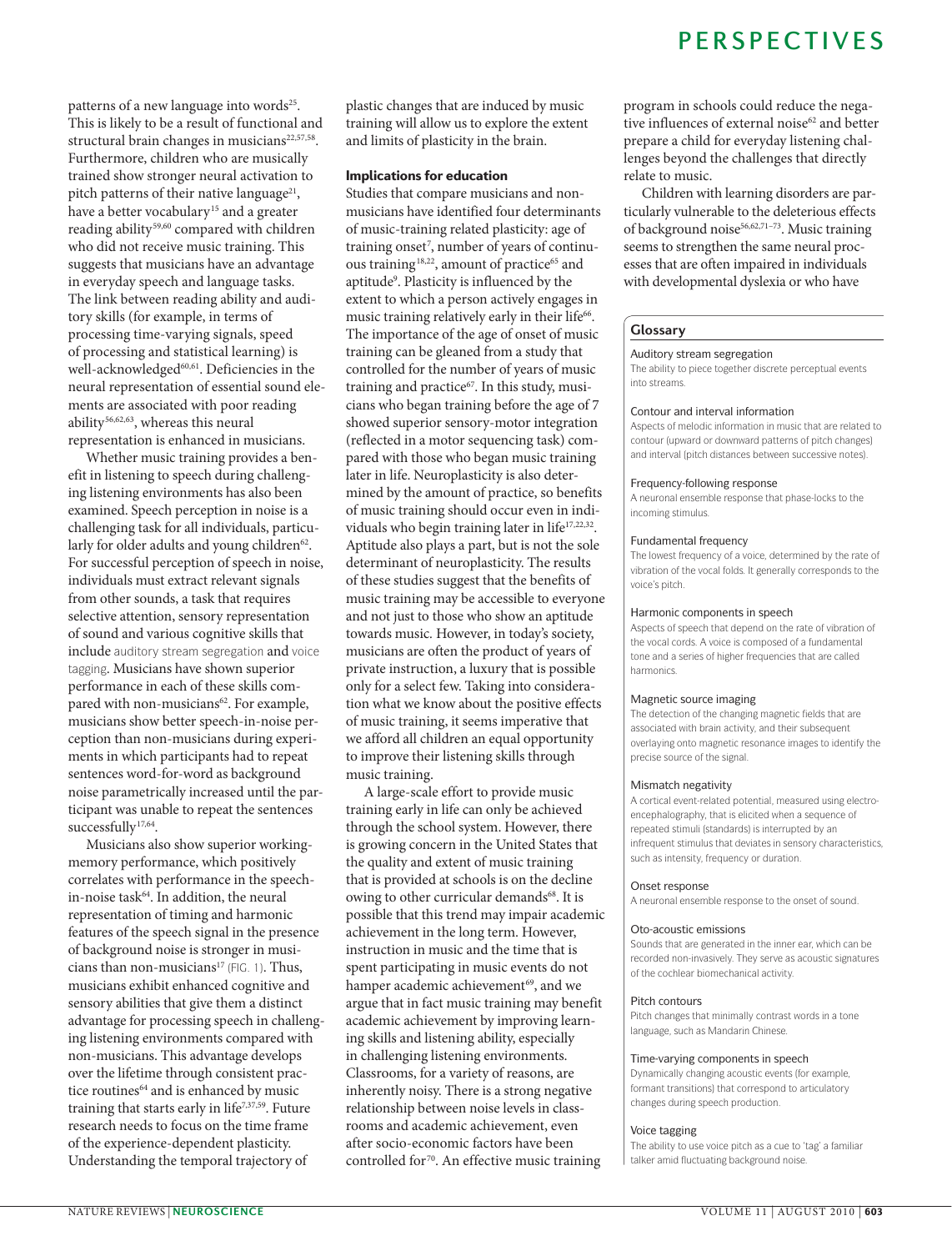patterns of a new language into words[25]. This is likely to be a result of functional and structural brain changes in musicians[22,57,58]. Furthermore, children who are musically trained show stronger neural activation to pitch patterns of their native language[21], have a better vocabulary[15] and a greater reading ability[59,60] compared with children who did not receive music training. This suggests that musicians have an advantage in everyday speech and language tasks. The link between reading ability and auditory skills (for example, in terms of processing time-varying signals, speed of processing and statistical learning) is well-acknowledged[60,61]. Deficiencies in the neural representation of essential sound elements are associated with poor reading ability[56,62,63], whereas this neural representation is enhanced in musicians.

Whether music training provides a benefit in listening to speech during challenging listening environments has also been examined. Speech perception in noise is a challenging task for all individuals, particularly for older adults and young children[62]. For successful perception of speech in noise, individuals must extract relevant signals from other sounds, a task that requires selective attention, sensory representation of sound and various cognitive skills that include auditory stream segregation and voice tagging. Musicians have shown superior performance in each of these skills compared with non-musicians[62]. For example, musicians show better speech-in-noise perception than non-musicians during experiments in which participants had to repeat sentences word-for-word as background noise parametrically increased until the participant was unable to repeat the sentences successfully[17,64].

Musicians also show superior working-memory performance, which positively correlates with performance in the speech-in-noise task[64]. In addition, the neural representation of timing and harmonic features of the speech signal in the presence of background noise is stronger in musicians than non-musicians[17] (FIG. 1). Thus, musicians exhibit enhanced cognitive and sensory abilities that give them a distinct advantage for processing speech in challenging listening environments compared with non-musicians. This advantage develops over the lifetime through consistent practice routines[64] and is enhanced by music training that starts early in life[7,37,59]. Future research needs to focus on the time frame of the experience-dependent plasticity. Understanding the temporal trajectory of plastic changes that are induced by music training will allow us to explore the extent and limits of plasticity in the brain.

## Implications for education

Studies that compare musicians and non-musicians have identified four determinants of music-training related plasticity: age of training onset[7], number of years of continuous training[18,22], amount of practice[65] and aptitude[9]. Plasticity is influenced by the extent to which a person actively engages in music training relatively early in their life[66]. The importance of the age of onset of music training can be gleaned from a study that controlled for the number of years of music training and practice[67]. In this study, musicians who began training before the age of 7 showed superior sensory-motor integration (reflected in a motor sequencing task) compared with those who began music training later in life. Neuroplasticity is also determined by the amount of practice, so benefits of music training should occur even in individuals who begin training later in life[17,22,32]. Aptitude also plays a part, but is not the sole determinant of neuroplasticity. The results of these studies suggest that the benefits of music training may be accessible to everyone and not just to those who show an aptitude towards music. However, in today's society, musicians are often the product of years of private instruction, a luxury that is possible only for a select few. Taking into consideration what we know about the positive effects of music training, it seems imperative that we afford all children an equal opportunity to improve their listening skills through music training.

A large-scale effort to provide music training early in life can only be achieved through the school system. However, there is growing concern in the United States that the quality and extent of music training that is provided at schools is on the decline owing to other curricular demands[68]. It is possible that this trend may impair academic achievement in the long term. However, instruction in music and the time that is spent participating in music events do not hamper academic achievement[69], and we argue that in fact music training may benefit academic achievement by improving learning skills and listening ability, especially in challenging listening environments. Classrooms, for a variety of reasons, are inherently noisy. There is a strong negative relationship between noise levels in classrooms and academic achievement, even after socio-economic factors have been controlled for[70]. An effective music training program in schools could reduce the negative influences of external noise[62] and better prepare a child for everyday listening challenges beyond the challenges that directly relate to music.

Children with learning disorders are particularly vulnerable to the deleterious effects of background noise[56,62,71–73]. Music training seems to strengthen the same neural processes that are often impaired in individuals with developmental dyslexia or who have

### Glossary

**Auditory stream segregation**
The ability to piece together discrete perceptual events into streams.

**Contour and interval information**
Aspects of melodic information in music that are related to contour (upward or downward patterns of pitch changes) and interval (pitch distances between successive notes).

**Frequency-following response**
A neuronal ensemble response that phase-locks to the incoming stimulus.

**Fundamental frequency**
The lowest frequency of a voice, determined by the rate of vibration of the vocal folds. It generally corresponds to the voice's pitch.

**Harmonic components in speech**
Aspects of speech that depend on the rate of vibration of the vocal cords. A voice is composed of a fundamental tone and a series of higher frequencies that are called harmonics.

**Magnetic source imaging**
The detection of the changing magnetic fields that are associated with brain activity, and their subsequent overlaying onto magnetic resonance images to identify the precise source of the signal.

**Mismatch negativity**
A cortical event-related potential, measured using electro-encephalography, that is elicited when a sequence of repeated stimuli (standards) is interrupted by an infrequent stimulus that deviates in sensory characteristics, such as intensity, frequency or duration.

**Onset response**
A neuronal ensemble response to the onset of sound.

**Oto-acoustic emissions**
Sounds that are generated in the inner ear, which can be recorded non-invasively. They serve as acoustic signatures of the cochlear biomechanical activity.

**Pitch contours**
Pitch changes that minimally contrast words in a tone language, such as Mandarin Chinese.

**Time-varying components in speech**
Dynamically changing acoustic events (for example, formant transitions) that correspond to articulatory changes during speech production.

**Voice tagging**
The ability to use voice pitch as a cue to 'tag' a familiar talker amid fluctuating background noise.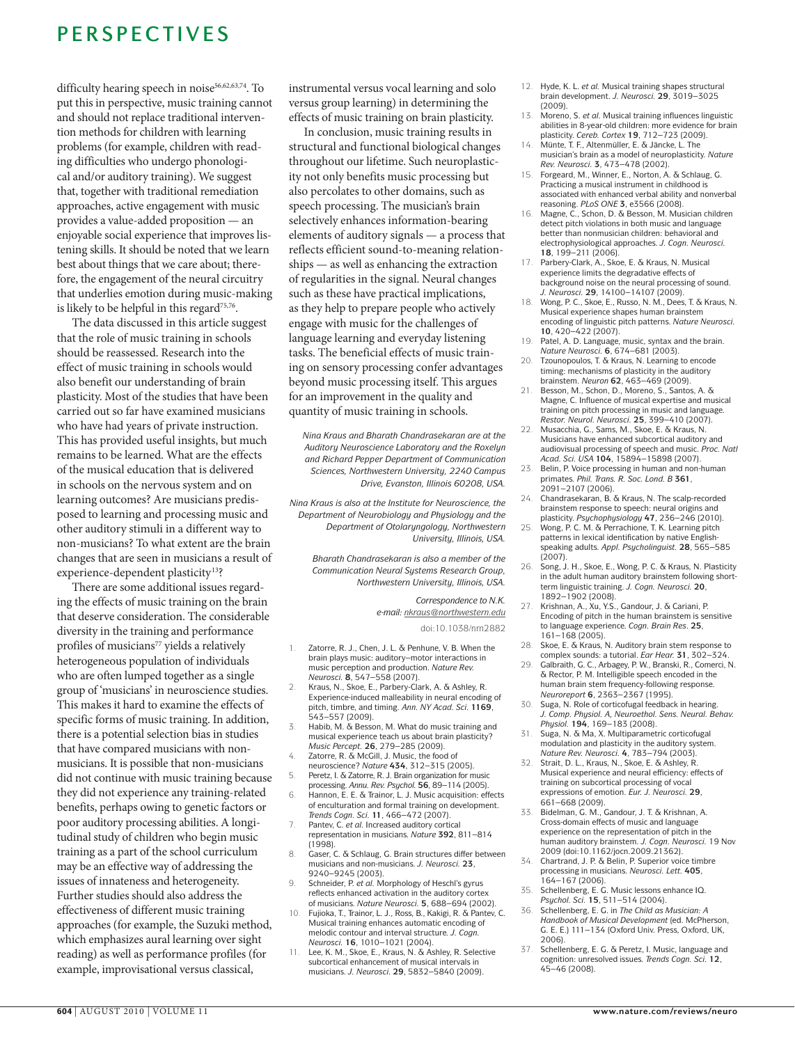difficulty hearing speech in noise[56,62,63,74]. To put this in perspective, music training cannot and should not replace traditional intervention methods for children with learning problems (for example, children with reading difficulties who undergo phonological and/or auditory training). We suggest that, together with traditional remediation approaches, active engagement with music provides a value-added proposition — an enjoyable social experience that improves listening skills. It should be noted that we learn best about things that we care about; therefore, the engagement of the neural circuitry that underlies emotion during music-making is likely to be helpful in this regard[75,76].

The data discussed in this article suggest that the role of music training in schools should be reassessed. Research into the effect of music training in schools would also benefit our understanding of brain plasticity. Most of the studies that have been carried out so far have examined musicians who have had years of private instruction. This has provided useful insights, but much remains to be learned. What are the effects of the musical education that is delivered in schools on the nervous system and on learning outcomes? Are musicians predisposed to learning and processing music and other auditory stimuli in a different way to non-musicians? To what extent are the brain changes that are seen in musicians a result of experience-dependent plasticity[13]?

There are some additional issues regarding the effects of music training on the brain that deserve consideration. The considerable diversity in the training and performance profiles of musicians[77] yields a relatively heterogeneous population of individuals who are often lumped together as a single group of 'musicians' in neuroscience studies. This makes it hard to examine the effects of specific forms of music training. In addition, there is a potential selection bias in studies that have compared musicians with non-musicians. It is possible that non-musicians did not continue with music training because they did not experience any training-related benefits, perhaps owing to genetic factors or poor auditory processing abilities. A longitudinal study of children who begin music training as a part of the school curriculum may be an effective way of addressing the issues of innateness and heterogeneity. Further studies should also address the effectiveness of different music training approaches (for example, the Suzuki method, which emphasizes aural learning over sight reading) as well as performance profiles (for example, improvisational versus classical, instrumental versus vocal learning and solo versus group learning) in determining the effects of music training on brain plasticity.

In conclusion, music training results in structural and functional biological changes throughout our lifetime. Such neuroplasticity not only benefits music processing but also percolates to other domains, such as speech processing. The musician's brain selectively enhances information-bearing elements of auditory signals — a process that reflects efficient sound-to-meaning relationships — as well as enhancing the extraction of regularities in the signal. Neural changes such as these have practical implications, as they help to prepare people who actively engage with music for the challenges of language learning and everyday listening tasks. The beneficial effects of music training on sensory processing confer advantages beyond music processing itself. This argues for an improvement in the quality and quantity of music training in schools.

*Nina Kraus and Bharath Chandrasekaran are at the Auditory Neuroscience Laboratory and the Roxelyn and Richard Pepper Department of Communication Sciences, Northwestern University, 2240 Campus Drive, Evanston, Illinois 60208, USA.*

*Nina Kraus is also at the Institute for Neuroscience, the Department of Neurobiology and Physiology and the Department of Otolaryngology, Northwestern University, Illinois, USA.*

*Bharath Chandrasekaran is also a member of the Communication Neural Systems Research Group, Northwestern University, Illinois, USA.*

*Correspondence to N.K.*
*e-mail: nkraus@northwestern.edu*

doi:10.1038/nrn2882

1. Zatorre, R. J., Chen, J. L. & Penhune, V. B. When the brain plays music: auditory–motor interactions in music perception and production. *Nature Rev. Neurosci.* **8**, 547–558 (2007).
2. Kraus, N., Skoe, E., Parbery-Clark, A. & Ashley, R. Experience-induced malleability in neural encoding of pitch, timbre, and timing. *Ann. NY Acad. Sci.* **1169**, 543–557 (2009).
3. Habib, M. & Besson, M. What do music training and musical experience teach us about brain plasticity? *Music Percept.* **26**, 279–285 (2009).
4. Zatorre, R. & McGill, J. Music, the food of neuroscience? *Nature* **434**, 312–315 (2005).
5. Peretz, I. & Zatorre, R. J. Brain organization for music processing. *Annu. Rev. Psychol.* **56**, 89–114 (2005).
6. Hannon, E. E. & Trainor, L. J. Music acquisition: effects of enculturation and formal training on development. *Trends Cogn. Sci.* **11**, 466–472 (2007).
7. Pantev, C. *et al.* Increased auditory cortical representation in musicians. *Nature* **392**, 811–814 (1998).
8. Gaser, C. & Schlaug, G. Brain structures differ between musicians and non-musicians. *J. Neurosci.* **23**, 9240–9245 (2003).
9. Schneider, P. *et al.* Morphology of Heschl's gyrus reflects enhanced activation in the auditory cortex of musicians. *Nature Neurosci.* **5**, 688–694 (2002).
10. Fujioka, T., Trainor, L. J., Ross, B., Kakigi, R. & Pantev, C. Musical training enhances automatic encoding of melodic contour and interval structure. *J. Cogn. Neurosci.* **16**, 1010–1021 (2004).
11. Lee, K. M., Skoe, E., Kraus, N. & Ashley, R. Selective subcortical enhancement of musical intervals in musicians. *J. Neurosci.* **29**, 5832–5840 (2009).
12. Hyde, K. L. *et al.* Musical training shapes structural brain development. *J. Neurosci.* **29**, 3019–3025 (2009).
13. Moreno, S. *et al.* Musical training influences linguistic abilities in 8-year-old children: more evidence for brain plasticity. *Cereb. Cortex* **19**, 712–723 (2009).
14. Münte, T. F., Altenmüller, E. & Jäncke, L. The musician's brain as a model of neuroplasticity. *Nature Rev. Neurosci.* **3**, 473–478 (2002).
15. Forgeard, M., Winner, E., Norton, A. & Schlaug, G. Practicing a musical instrument in childhood is associated with enhanced verbal ability and nonverbal reasoning. *PLoS ONE* **3**, e3566 (2008).
16. Magne, C., Schon, D. & Besson, M. Musician children detect pitch violations in both music and language better than nonmusician children: behavioral and electrophysiological approaches. *J. Cogn. Neurosci.* **18**, 199–211 (2006).
17. Parbery-Clark, A., Skoe, E. & Kraus, N. Musical experience limits the degradative effects of background noise on the neural processing of sound. *J. Neurosci.* **29**, 14100–14107 (2009).
18. Wong, P. C., Skoe, E., Russo, N. M., Dees, T. & Kraus, N. Musical experience shapes human brainstem encoding of linguistic pitch patterns. *Nature Neurosci.* **10**, 420–422 (2007).
19. Patel, A. D. Language, music, syntax and the brain. *Nature Neurosci.* **6**, 674–681 (2003).
20. Tzounopoulos, T. & Kraus, N. Learning to encode timing: mechanisms of plasticity in the auditory brainstem. *Neuron* **62**, 463–469 (2009).
21. Besson, M., Schon, D., Moreno, S., Santos, A. & Magne, C. Influence of musical expertise and musical training on pitch processing in music and language. *Restor. Neurol. Neurosci.* **25**, 399–410 (2007).
22. Musacchia, G., Sams, M., Skoe, E. & Kraus, N. Musicians have enhanced subcortical auditory and audiovisual processing of speech and music. *Proc. Natl Acad. Sci. USA* **104**, 15894–15898 (2007).
23. Belin, P. Voice processing in human and non-human primates. *Phil. Trans. R. Soc. Lond. B* **361**, 2091–2107 (2006).
24. Chandrasekaran, B. & Kraus, N. The scalp-recorded brainstem response to speech: neural origins and plasticity. *Psychophysiology* **47**, 236–246 (2010).
25. Wong, P. C. M. & Perrachione, T. K. Learning pitch patterns in lexical identification by native English-speaking adults. *Appl. Psycholinguist.* **28**, 565–585 (2007).
26. Song, J. H., Skoe, E., Wong, P. C. & Kraus, N. Plasticity in the adult human auditory brainstem following short-term linguistic training. *J. Cogn. Neurosci.* **20**, 1892–1902 (2008).
27. Krishnan, A., Xu, Y.S., Gandour, J. & Cariani, P. Encoding of pitch in the human brainstem is sensitive to language experience. *Cogn. Brain Res.* **25**, 161–168 (2005).
28. Skoe, E. & Kraus, N. Auditory brain stem response to complex sounds: a tutorial. *Ear Hear.* **31**, 302–324.
29. Galbraith, G. C., Arbagey, P. W., Branski, R., Comerci, N. & Rector, P. M. Intelligible speech encoded in the human brain stem frequency-following response. *Neuroreport* **6**, 2363–2367 (1995).
30. Suga, N. Role of corticofugal feedback in hearing. *J. Comp. Physiol. A, Neuroethol. Sens. Neural. Behav. Physiol.* **194**, 169–183 (2008).
31. Suga, N. & Ma, X. Multiparametric corticofugal modulation and plasticity in the auditory system. *Nature Rev. Neurosci.* **4**, 783–794 (2003).
32. Strait, D. L., Kraus, N., Skoe, E. & Ashley, R. Musical experience and neural efficiency: effects of training on subcortical processing of vocal expressions of emotion. *Eur. J. Neurosci.* **29**, 661–668 (2009).
33. Bidelman, G. M., Gandour, J. T. & Krishnan, A. Cross-domain effects of music and language experience on the representation of pitch in the human auditory brainstem. *J. Cogn. Neurosci.* 19 Nov 2009 (doi:10.1162/jocn.2009.21362).
34. Chartrand, J. P. & Belin, P. Superior voice timbre processing in musicians. *Neurosci. Lett.* **405**, 164–167 (2006).
35. Schellenberg, E. G. Music lessons enhance IQ. *Psychol. Sci.* **15**, 511–514 (2004).
36. Schellenberg, E. G. in *The Child as Musician: A Handbook of Musical Development* (ed. McPherson, G. E. E.) 111–134 (Oxford Univ. Press, Oxford, UK, 2006).
37. Schellenberg, E. G. & Peretz, I. Music, language and cognition: unresolved issues. *Trends Cogn. Sci.* **12**, 45–46 (2008).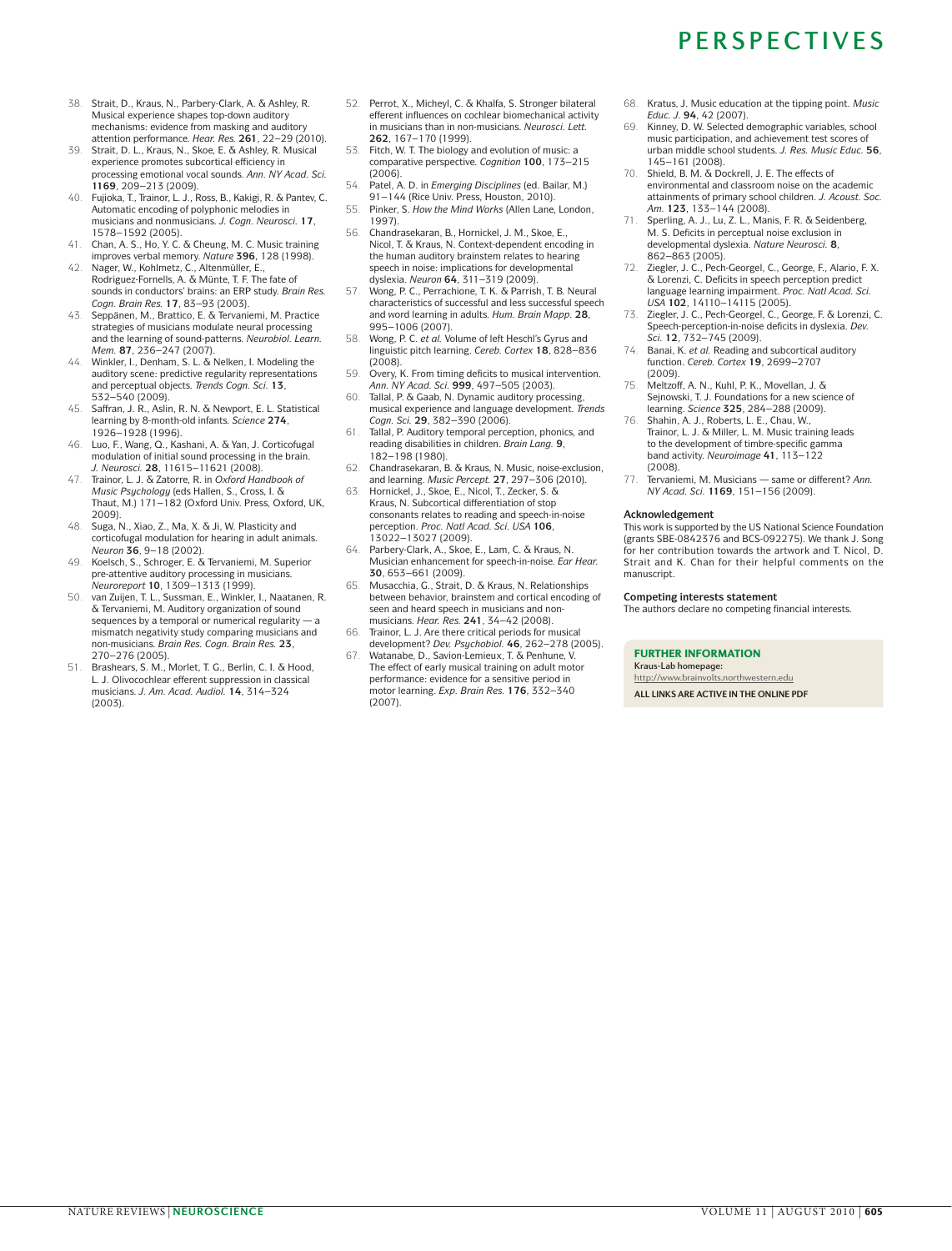38. Strait, D., Kraus, N., Parbery-Clark, A. & Ashley, R. Musical experience shapes top-down auditory mechanisms: evidence from masking and auditory attention performance. *Hear. Res.* **261**, 22–29 (2010).
39. Strait, D. L., Kraus, N., Skoe, E. & Ashley, R. Musical experience promotes subcortical efficiency in processing emotional vocal sounds. *Ann. NY Acad. Sci.* **1169**, 209–213 (2009).
40. Fujioka, T., Trainor, L. J., Ross, B., Kakigi, R. & Pantev, C. Automatic encoding of polyphonic melodies in musicians and nonmusicians. *J. Cogn. Neurosci.* **17**, 1578–1592 (2005).
41. Chan, A. S., Ho, Y. C. & Cheung, M. C. Music training improves verbal memory. *Nature* **396**, 128 (1998).
42. Nager, W., Kohlmetz, C., Altenmüller, E., Rodriguez-Fornells, A. & Münte, T. F. The fate of sounds in conductors' brains: an ERP study. *Brain Res. Cogn. Brain Res.* **17**, 83–93 (2003).
43. Seppänen, M., Brattico, E. & Tervaniemi, M. Practice strategies of musicians modulate neural processing and the learning of sound-patterns. *Neurobiol. Learn. Mem.* **87**, 236–247 (2007).
44. Winkler, I., Denham, S. L. & Nelken, I. Modeling the auditory scene: predictive regularity representations and perceptual objects. *Trends Cogn. Sci.* **13**, 532–540 (2009).
45. Saffran, J. R., Aslin, R. N. & Newport, E. L. Statistical learning by 8-month-old infants. *Science* **274**, 1926–1928 (1996).
46. Luo, F., Wang, Q., Kashani, A. & Yan, J. Corticofugal modulation of initial sound processing in the brain. *J. Neurosci.* **28**, 11615–11621 (2008).
47. Trainor, L. J. & Zatorre, R. in *Oxford Handbook of Music Psychology* (eds Hallen, S., Cross, I. & Thaut, M.) 171–182 (Oxford Univ. Press, Oxford, UK, 2009).
48. Suga, N., Xiao, Z., Ma, X. & Ji, W. Plasticity and corticofugal modulation for hearing in adult animals. *Neuron* **36**, 9–18 (2002).
49. Koelsch, S., Schroger, E. & Tervaniemi, M. Superior pre-attentive auditory processing in musicians. *Neuroreport* **10**, 1309–1313 (1999).
50. van Zuijen, T. L., Sussman, E., Winkler, I., Naatanen, R. & Tervaniemi, M. Auditory organization of sound sequences by a temporal or numerical regularity — a mismatch negativity study comparing musicians and non-musicians. *Brain Res. Cogn. Brain Res.* **23**, 270–276 (2005).
51. Brashears, S. M., Morlet, T. G., Berlin, C. I. & Hood, L. J. Olivocochlear efferent suppression in classical musicians. *J. Am. Acad. Audiol.* **14**, 314–324 (2003).
52. Perrot, X., Micheyl, C. & Khalfa, S. Stronger bilateral efferent influences on cochlear biomechanical activity in musicians than in non-musicians. *Neurosci. Lett.* **262**, 167–170 (1999).
53. Fitch, W. T. The biology and evolution of music: a comparative perspective. *Cognition* **100**, 173–215 (2006).
54. Patel, A. D. in *Emerging Disciplines* (ed. Bailar, M.) 91–144 (Rice Univ. Press, Houston, 2010).
55. Pinker, S. *How the Mind Works* (Allen Lane, London, 1997).
56. Chandrasekaran, B., Hornickel, J. M., Skoe, E., Nicol, T. & Kraus, N. Context-dependent encoding in the human auditory brainstem relates to hearing speech in noise: implications for developmental dyslexia. *Neuron* **64**, 311–319 (2009).
57. Wong, P. C., Perrachione, T. K. & Parrish, T. B. Neural characteristics of successful and less successful speech and word learning in adults. *Hum. Brain Mapp.* **28**, 995–1006 (2007).
58. Wong, P. C. *et al.* Volume of left Heschl's Gyrus and linguistic pitch learning. *Cereb. Cortex* **18**, 828–836 (2008).
59. Overy, K. From timing deficits to musical intervention. *Ann. NY Acad. Sci.* **999**, 497–505 (2003).
60. Tallal, P. & Gaab, N. Dynamic auditory processing, musical experience and language development. *Trends Cogn. Sci.* **29**, 382–390 (2006).
61. Tallal, P. Auditory temporal perception, phonics, and reading disabilities in children. *Brain Lang.* **9**, 182–198 (1980).
62. Chandrasekaran, B. & Kraus, N. Music, noise-exclusion, and learning. *Music Percept.* **27**, 297–306 (2010).
63. Hornickel, J., Skoe, E., Nicol, T., Zecker, S. & Kraus, N. Subcortical differentiation of stop consonants relates to reading and speech-in-noise perception. *Proc. Natl Acad. Sci. USA* **106**, 13022–13027 (2009).
64. Parbery-Clark, A., Skoe, E., Lam, C. & Kraus, N. Musician enhancement for speech-in-noise. *Ear Hear.* **30**, 653–661 (2009).
65. Musacchia, G., Strait, D. & Kraus, N. Relationships between behavior, brainstem and cortical encoding of seen and heard speech in musicians and non-musicians. *Hear. Res.* **241**, 34–42 (2008).
66. Trainor, L. J. Are there critical periods for musical development? *Dev. Psychobiol.* **46**, 262–278 (2005).
67. Watanabe, D., Savion-Lemieux, T. & Penhune, V. The effect of early musical training on adult motor performance: evidence for a sensitive period in motor learning. *Exp. Brain Res.* **176**, 332–340 (2007).
68. Kratus, J. Music education at the tipping point. *Music Educ. J.* **94**, 42 (2007).
69. Kinney, D. W. Selected demographic variables, school music participation, and achievement test scores of urban middle school students. *J. Res. Music Educ.* **56**, 145–161 (2008).
70. Shield, B. M. & Dockrell, J. E. The effects of environmental and classroom noise on the academic attainments of primary school children. *J. Acoust. Soc. Am.* **123**, 133–144 (2008).
71. Sperling, A. J., Lu, Z. L., Manis, F. R. & Seidenberg, M. S. Deficits in perceptual noise exclusion in developmental dyslexia. *Nature Neurosci.* **8**, 862–863 (2005).
72. Ziegler, J. C., Pech-Georgel, C., George, F., Alario, F. X. & Lorenzi, C. Deficits in speech perception predict language learning impairment. *Proc. Natl Acad. Sci. USA* **102**, 14110–14115 (2005).
73. Ziegler, J. C., Pech-Georgel, C., George, F. & Lorenzi, C. Speech-perception-in-noise deficits in dyslexia. *Dev. Sci.* **12**, 732–745 (2009).
74. Banai, K. *et al.* Reading and subcortical auditory function. *Cereb. Cortex* **19**, 2699–2707 (2009).
75. Meltzoff, A. N., Kuhl, P. K., Movellan, J. & Sejnowski, T. J. Foundations for a new science of learning. *Science* **325**, 284–288 (2009).
76. Shahin, A. J., Roberts, L. E., Chau, W., Trainor, L. J. & Miller, L. M. Music training leads to the development of timbre-specific gamma band activity. *Neuroimage* **41**, 113–122 (2008).
77. Tervaniemi, M. Musicians — same or different? *Ann. NY Acad. Sci.* **1169**, 151–156 (2009).

### Acknowledgement

This work is supported by the US National Science Foundation (grants SBE-0842376 and BCS-092275). We thank J. Song for her contribution towards the artwork and T. Nicol, D. Strait and K. Chan for their helpful comments on the manuscript.

### Competing interests statement

The authors declare no competing financial interests.

### FURTHER INFORMATION

**Kraus-Lab homepage:**
http://www.brainvolts.northwestern.edu

**ALL LINKS ARE ACTIVE IN THE ONLINE PDF**